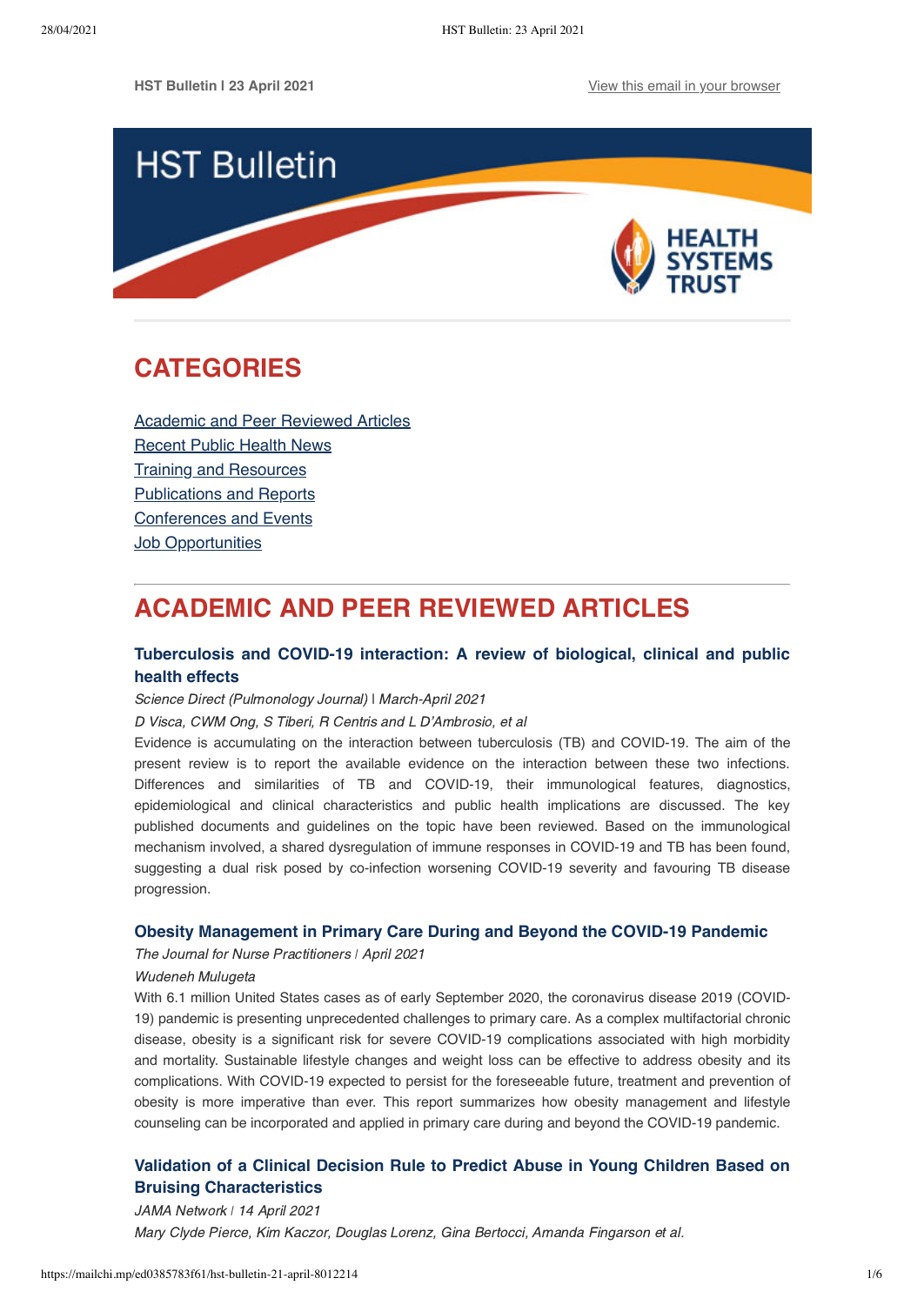HST Bulletin I 23 April 2021

View this email in your browser

# CATEGORIES

Academic and Peer Reviewed Articles
Recent Public Health News
Training and Resources
Publications and Reports
Conferences and Events
Job Opportunities

# ACADEMIC AND PEER REVIEWED ARTICLES

### Tuberculosis and COVID-19 interaction: A review of biological, clinical and public health effects

*Science Direct (Pulmonology Journal) | March-April 2021*

*D Visca, CWM Ong, S Tiberi, R Centris and L D'Ambrosio, et al*

Evidence is accumulating on the interaction between tuberculosis (TB) and COVID-19. The aim of the present review is to report the available evidence on the interaction between these two infections. Differences and similarities of TB and COVID-19, their immunological features, diagnostics, epidemiological and clinical characteristics and public health implications are discussed. The key published documents and guidelines on the topic have been reviewed. Based on the immunological mechanism involved, a shared dysregulation of immune responses in COVID-19 and TB has been found, suggesting a dual risk posed by co-infection worsening COVID-19 severity and favouring TB disease progression.

### Obesity Management in Primary Care During and Beyond the COVID-19 Pandemic

*The Journal for Nurse Practitioners | April 2021*

*Wudeneh Mulugeta*

With 6.1 million United States cases as of early September 2020, the coronavirus disease 2019 (COVID-19) pandemic is presenting unprecedented challenges to primary care. As a complex multifactorial chronic disease, obesity is a significant risk for severe COVID-19 complications associated with high morbidity and mortality. Sustainable lifestyle changes and weight loss can be effective to address obesity and its complications. With COVID-19 expected to persist for the foreseeable future, treatment and prevention of obesity is more imperative than ever. This report summarizes how obesity management and lifestyle counseling can be incorporated and applied in primary care during and beyond the COVID-19 pandemic.

### Validation of a Clinical Decision Rule to Predict Abuse in Young Children Based on Bruising Characteristics

*JAMA Network | 14 April 2021*

*Mary Clyde Pierce, Kim Kaczor, Douglas Lorenz, Gina Bertocci, Amanda Fingarson et al.*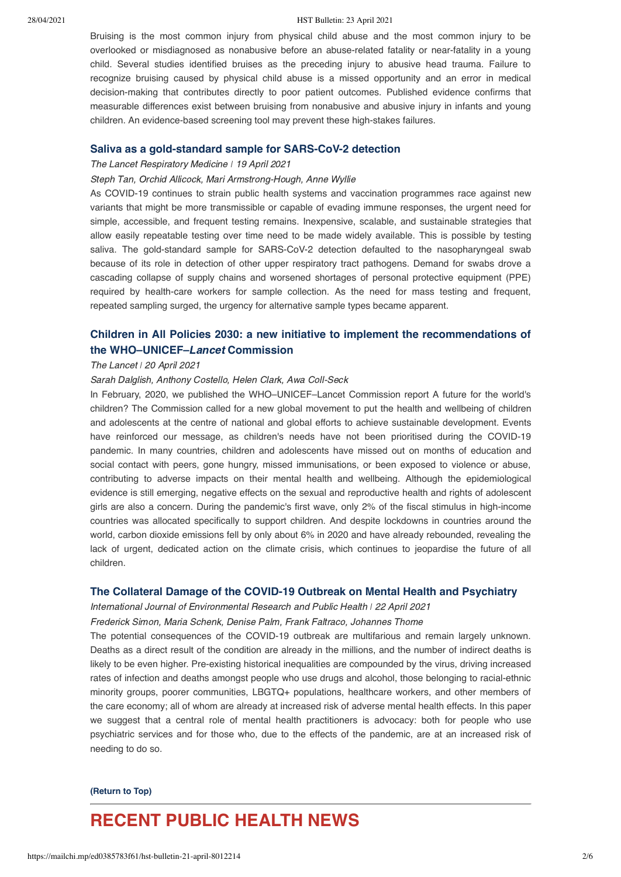Bruising is the most common injury from physical child abuse and the most common injury to be overlooked or misdiagnosed as nonabusive before an abuse-related fatality or near-fatality in a young child. Several studies identified bruises as the preceding injury to abusive head trauma. Failure to recognize bruising caused by physical child abuse is a missed opportunity and an error in medical decision-making that contributes directly to poor patient outcomes. Published evidence confirms that measurable differences exist between bruising from nonabusive and abusive injury in infants and young children. An evidence-based screening tool may prevent these high-stakes failures.

### Saliva as a gold-standard sample for SARS-CoV-2 detection

*The Lancet Respiratory Medicine | 19 April 2021*

*Steph Tan, Orchid Allicock, Mari Armstrong-Hough, Anne Wyllie*

As COVID-19 continues to strain public health systems and vaccination programmes race against new variants that might be more transmissible or capable of evading immune responses, the urgent need for simple, accessible, and frequent testing remains. Inexpensive, scalable, and sustainable strategies that allow easily repeatable testing over time need to be made widely available. This is possible by testing saliva. The gold-standard sample for SARS-CoV-2 detection defaulted to the nasopharyngeal swab because of its role in detection of other upper respiratory tract pathogens. Demand for swabs drove a cascading collapse of supply chains and worsened shortages of personal protective equipment (PPE) required by health-care workers for sample collection. As the need for mass testing and frequent, repeated sampling surged, the urgency for alternative sample types became apparent.

### Children in All Policies 2030: a new initiative to implement the recommendations of the WHO–UNICEF–*Lancet* Commission

*The Lancet | 20 April 2021*

*Sarah Dalglish, Anthony Costello, Helen Clark, Awa Coll-Seck*

In February, 2020, we published the WHO–UNICEF–Lancet Commission report A future for the world's children? The Commission called for a new global movement to put the health and wellbeing of children and adolescents at the centre of national and global efforts to achieve sustainable development. Events have reinforced our message, as children's needs have not been prioritised during the COVID-19 pandemic. In many countries, children and adolescents have missed out on months of education and social contact with peers, gone hungry, missed immunisations, or been exposed to violence or abuse, contributing to adverse impacts on their mental health and wellbeing. Although the epidemiological evidence is still emerging, negative effects on the sexual and reproductive health and rights of adolescent girls are also a concern. During the pandemic's first wave, only 2% of the fiscal stimulus in high-income countries was allocated specifically to support children. And despite lockdowns in countries around the world, carbon dioxide emissions fell by only about 6% in 2020 and have already rebounded, revealing the lack of urgent, dedicated action on the climate crisis, which continues to jeopardise the future of all children.

### The Collateral Damage of the COVID-19 Outbreak on Mental Health and Psychiatry

*International Journal of Environmental Research and Public Health | 22 April 2021*

*Frederick Simon, Maria Schenk, Denise Palm, Frank Faltraco, Johannes Thome*

The potential consequences of the COVID-19 outbreak are multifarious and remain largely unknown. Deaths as a direct result of the condition are already in the millions, and the number of indirect deaths is likely to be even higher. Pre-existing historical inequalities are compounded by the virus, driving increased rates of infection and deaths amongst people who use drugs and alcohol, those belonging to racial-ethnic minority groups, poorer communities, LBGTQ+ populations, healthcare workers, and other members of the care economy; all of whom are already at increased risk of adverse mental health effects. In this paper we suggest that a central role of mental health practitioners is advocacy: both for people who use psychiatric services and for those who, due to the effects of the pandemic, are at an increased risk of needing to do so.

**(Return to Top)**

## RECENT PUBLIC HEALTH NEWS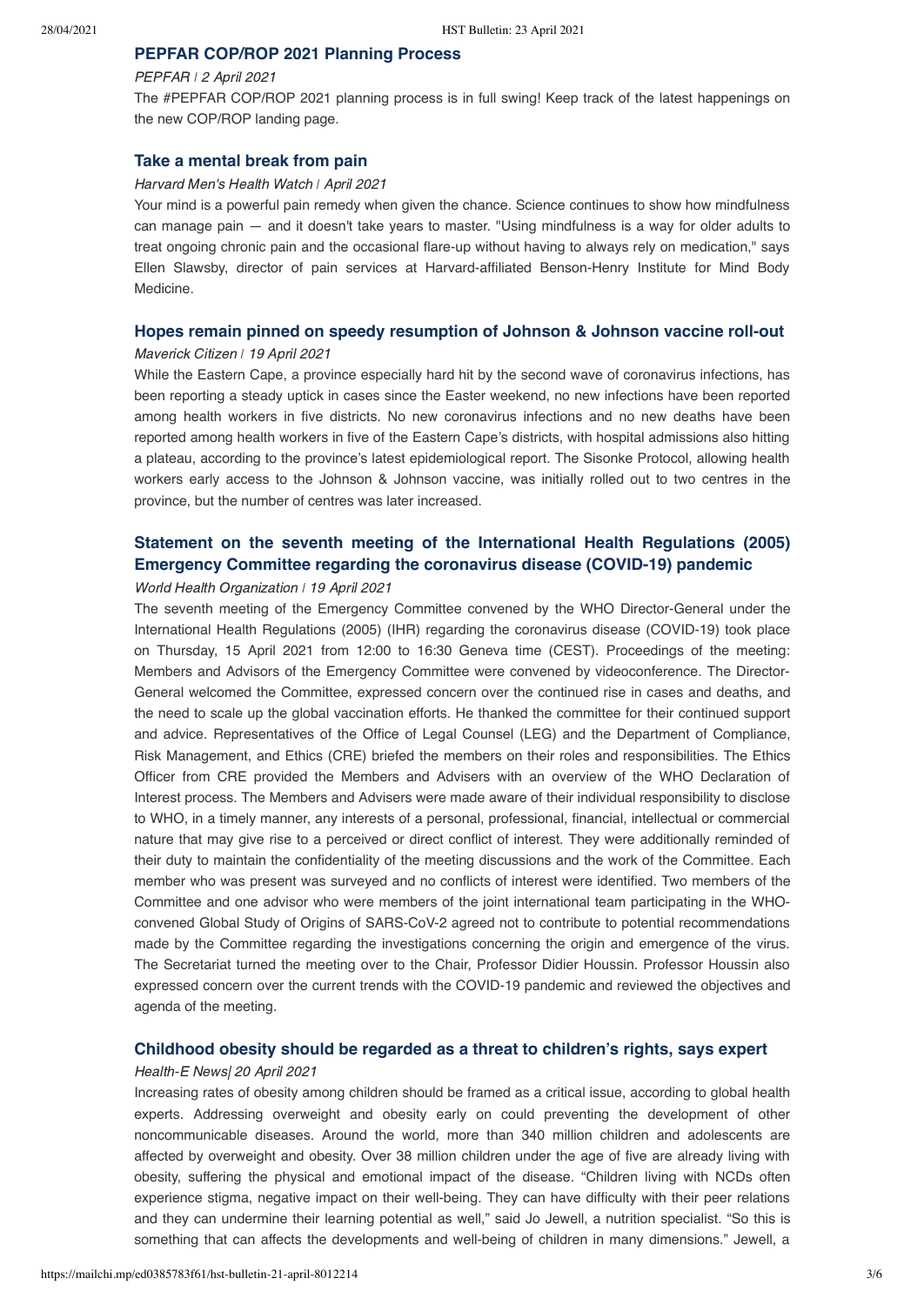### PEPFAR COP/ROP 2021 Planning Process

*PEPFAR | 2 April 2021*

The #PEPFAR COP/ROP 2021 planning process is in full swing! Keep track of the latest happenings on the new COP/ROP landing page.

### Take a mental break from pain

*Harvard Men's Health Watch | April 2021*

Your mind is a powerful pain remedy when given the chance. Science continues to show how mindfulness can manage pain — and it doesn't take years to master. "Using mindfulness is a way for older adults to treat ongoing chronic pain and the occasional flare-up without having to always rely on medication," says Ellen Slawsby, director of pain services at Harvard-affiliated Benson-Henry Institute for Mind Body Medicine.

### Hopes remain pinned on speedy resumption of Johnson & Johnson vaccine roll-out

*Maverick Citizen | 19 April 2021*

While the Eastern Cape, a province especially hard hit by the second wave of coronavirus infections, has been reporting a steady uptick in cases since the Easter weekend, no new infections have been reported among health workers in five districts. No new coronavirus infections and no new deaths have been reported among health workers in five of the Eastern Cape's districts, with hospital admissions also hitting a plateau, according to the province's latest epidemiological report. The Sisonke Protocol, allowing health workers early access to the Johnson & Johnson vaccine, was initially rolled out to two centres in the province, but the number of centres was later increased.

### Statement on the seventh meeting of the International Health Regulations (2005) Emergency Committee regarding the coronavirus disease (COVID-19) pandemic

*World Health Organization | 19 April 2021*

The seventh meeting of the Emergency Committee convened by the WHO Director-General under the International Health Regulations (2005) (IHR) regarding the coronavirus disease (COVID-19) took place on Thursday, 15 April 2021 from 12:00 to 16:30 Geneva time (CEST). Proceedings of the meeting: Members and Advisors of the Emergency Committee were convened by videoconference. The Director-General welcomed the Committee, expressed concern over the continued rise in cases and deaths, and the need to scale up the global vaccination efforts. He thanked the committee for their continued support and advice. Representatives of the Office of Legal Counsel (LEG) and the Department of Compliance, Risk Management, and Ethics (CRE) briefed the members on their roles and responsibilities. The Ethics Officer from CRE provided the Members and Advisers with an overview of the WHO Declaration of Interest process. The Members and Advisers were made aware of their individual responsibility to disclose to WHO, in a timely manner, any interests of a personal, professional, financial, intellectual or commercial nature that may give rise to a perceived or direct conflict of interest. They were additionally reminded of their duty to maintain the confidentiality of the meeting discussions and the work of the Committee. Each member who was present was surveyed and no conflicts of interest were identified. Two members of the Committee and one advisor who were members of the joint international team participating in the WHO-convened Global Study of Origins of SARS-CoV-2 agreed not to contribute to potential recommendations made by the Committee regarding the investigations concerning the origin and emergence of the virus. The Secretariat turned the meeting over to the Chair, Professor Didier Houssin. Professor Houssin also expressed concern over the current trends with the COVID-19 pandemic and reviewed the objectives and agenda of the meeting.

### Childhood obesity should be regarded as a threat to children's rights, says expert

*Health-E News| 20 April 2021*

Increasing rates of obesity among children should be framed as a critical issue, according to global health experts. Addressing overweight and obesity early on could preventing the development of other noncommunicable diseases. Around the world, more than 340 million children and adolescents are affected by overweight and obesity. Over 38 million children under the age of five are already living with obesity, suffering the physical and emotional impact of the disease. "Children living with NCDs often experience stigma, negative impact on their well-being. They can have difficulty with their peer relations and they can undermine their learning potential as well," said Jo Jewell, a nutrition specialist. "So this is something that can affects the developments and well-being of children in many dimensions." Jewell, a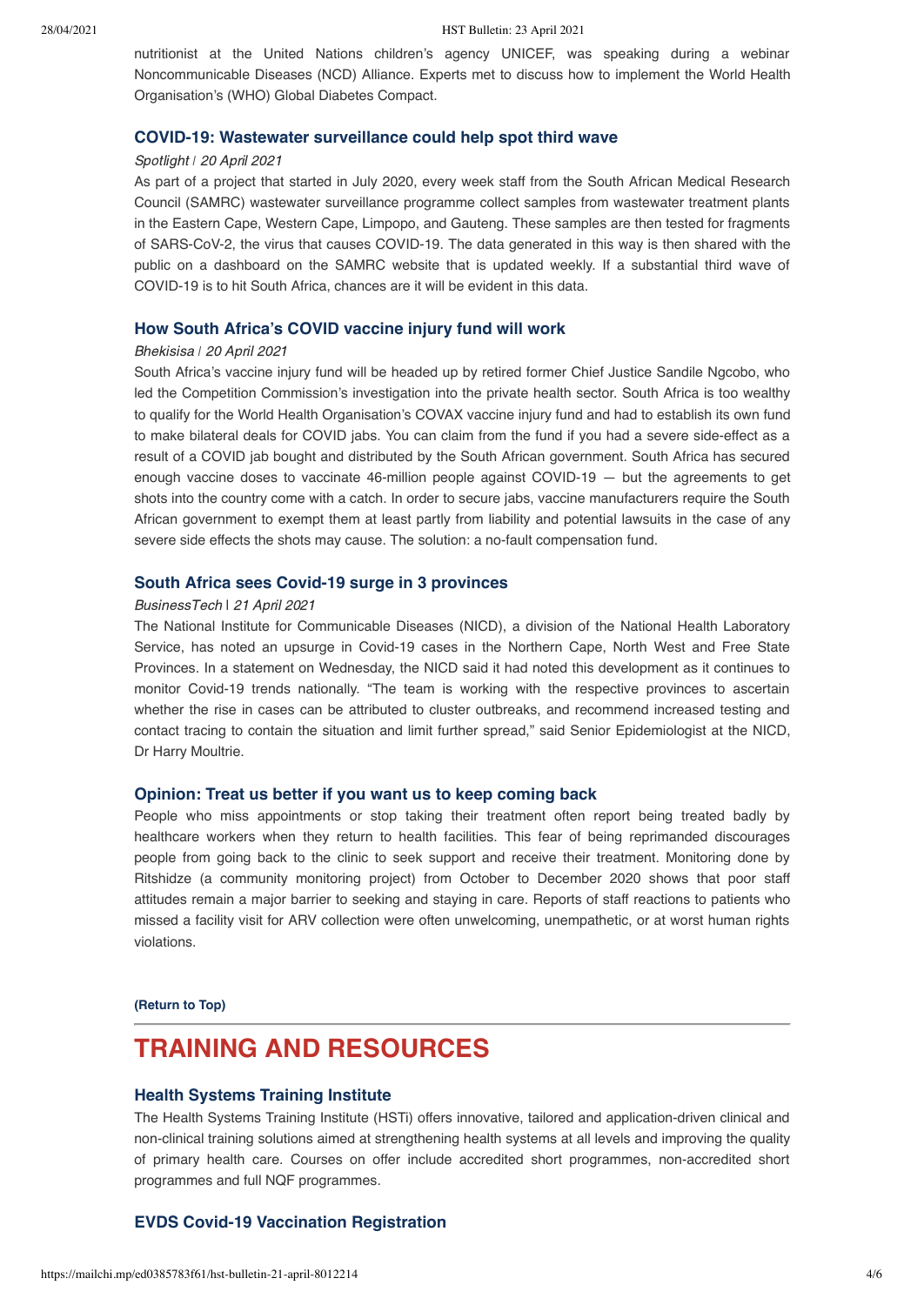nutritionist at the United Nations children's agency UNICEF, was speaking during a webinar Noncommunicable Diseases (NCD) Alliance. Experts met to discuss how to implement the World Health Organisation's (WHO) Global Diabetes Compact.

### COVID-19: Wastewater surveillance could help spot third wave

*Spotlight | 20 April 2021*

As part of a project that started in July 2020, every week staff from the South African Medical Research Council (SAMRC) wastewater surveillance programme collect samples from wastewater treatment plants in the Eastern Cape, Western Cape, Limpopo, and Gauteng. These samples are then tested for fragments of SARS-CoV-2, the virus that causes COVID-19. The data generated in this way is then shared with the public on a dashboard on the SAMRC website that is updated weekly. If a substantial third wave of COVID-19 is to hit South Africa, chances are it will be evident in this data.

### How South Africa's COVID vaccine injury fund will work

*Bhekisisa | 20 April 2021*

South Africa's vaccine injury fund will be headed up by retired former Chief Justice Sandile Ngcobo, who led the Competition Commission's investigation into the private health sector. South Africa is too wealthy to qualify for the World Health Organisation's COVAX vaccine injury fund and had to establish its own fund to make bilateral deals for COVID jabs. You can claim from the fund if you had a severe side-effect as a result of a COVID jab bought and distributed by the South African government. South Africa has secured enough vaccine doses to vaccinate 46-million people against COVID-19 — but the agreements to get shots into the country come with a catch. In order to secure jabs, vaccine manufacturers require the South African government to exempt them at least partly from liability and potential lawsuits in the case of any severe side effects the shots may cause. The solution: a no-fault compensation fund.

### South Africa sees Covid-19 surge in 3 provinces

*BusinessTech | 21 April 2021*

The National Institute for Communicable Diseases (NICD), a division of the National Health Laboratory Service, has noted an upsurge in Covid-19 cases in the Northern Cape, North West and Free State Provinces. In a statement on Wednesday, the NICD said it had noted this development as it continues to monitor Covid-19 trends nationally. "The team is working with the respective provinces to ascertain whether the rise in cases can be attributed to cluster outbreaks, and recommend increased testing and contact tracing to contain the situation and limit further spread," said Senior Epidemiologist at the NICD, Dr Harry Moultrie.

### Opinion: Treat us better if you want us to keep coming back

People who miss appointments or stop taking their treatment often report being treated badly by healthcare workers when they return to health facilities. This fear of being reprimanded discourages people from going back to the clinic to seek support and receive their treatment. Monitoring done by Ritshidze (a community monitoring project) from October to December 2020 shows that poor staff attitudes remain a major barrier to seeking and staying in care. Reports of staff reactions to patients who missed a facility visit for ARV collection were often unwelcoming, unempathetic, or at worst human rights violations.

**(Return to Top)**

## TRAINING AND RESOURCES

### Health Systems Training Institute

The Health Systems Training Institute (HSTi) offers innovative, tailored and application-driven clinical and non-clinical training solutions aimed at strengthening health systems at all levels and improving the quality of primary health care. Courses on offer include accredited short programmes, non-accredited short programmes and full NQF programmes.

### EVDS Covid-19 Vaccination Registration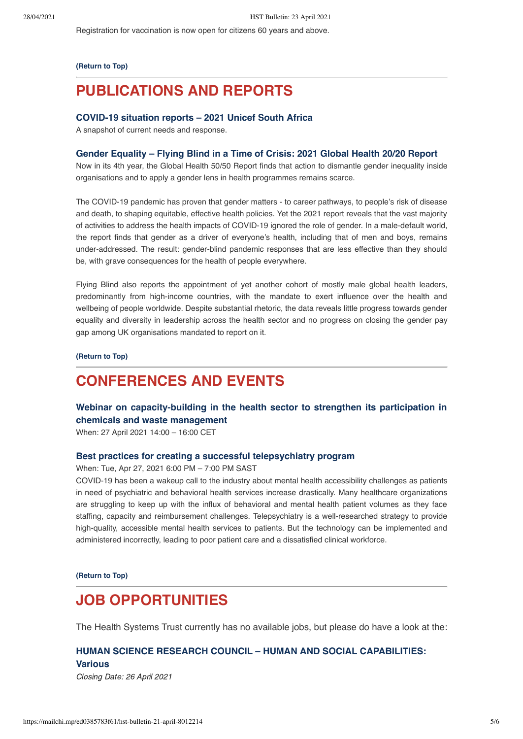Registration for vaccination is now open for citizens 60 years and above.

**(Return to Top)**

## PUBLICATIONS AND REPORTS

### COVID-19 situation reports – 2021 Unicef South Africa

A snapshot of current needs and response.

### Gender Equality – Flying Blind in a Time of Crisis: 2021 Global Health 20/20 Report

Now in its 4th year, the Global Health 50/50 Report finds that action to dismantle gender inequality inside organisations and to apply a gender lens in health programmes remains scarce.

The COVID-19 pandemic has proven that gender matters - to career pathways, to people's risk of disease and death, to shaping equitable, effective health policies. Yet the 2021 report reveals that the vast majority of activities to address the health impacts of COVID-19 ignored the role of gender. In a male-default world, the report finds that gender as a driver of everyone's health, including that of men and boys, remains under-addressed. The result: gender-blind pandemic responses that are less effective than they should be, with grave consequences for the health of people everywhere.

Flying Blind also reports the appointment of yet another cohort of mostly male global health leaders, predominantly from high-income countries, with the mandate to exert influence over the health and wellbeing of people worldwide. Despite substantial rhetoric, the data reveals little progress towards gender equality and diversity in leadership across the health sector and no progress on closing the gender pay gap among UK organisations mandated to report on it.

**(Return to Top)**

## CONFERENCES AND EVENTS

### Webinar on capacity-building in the health sector to strengthen its participation in chemicals and waste management

When: 27 April 2021 14:00 – 16:00 CET

### Best practices for creating a successful telepsychiatry program

When: Tue, Apr 27, 2021 6:00 PM – 7:00 PM SAST

COVID-19 has been a wakeup call to the industry about mental health accessibility challenges as patients in need of psychiatric and behavioral health services increase drastically. Many healthcare organizations are struggling to keep up with the influx of behavioral and mental health patient volumes as they face staffing, capacity and reimbursement challenges. Telepsychiatry is a well-researched strategy to provide high-quality, accessible mental health services to patients. But the technology can be implemented and administered incorrectly, leading to poor patient care and a dissatisfied clinical workforce.

**(Return to Top)**

## JOB OPPORTUNITIES

The Health Systems Trust currently has no available jobs, but please do have a look at the:

### HUMAN SCIENCE RESEARCH COUNCIL – HUMAN AND SOCIAL CAPABILITIES: Various

*Closing Date: 26 April 2021*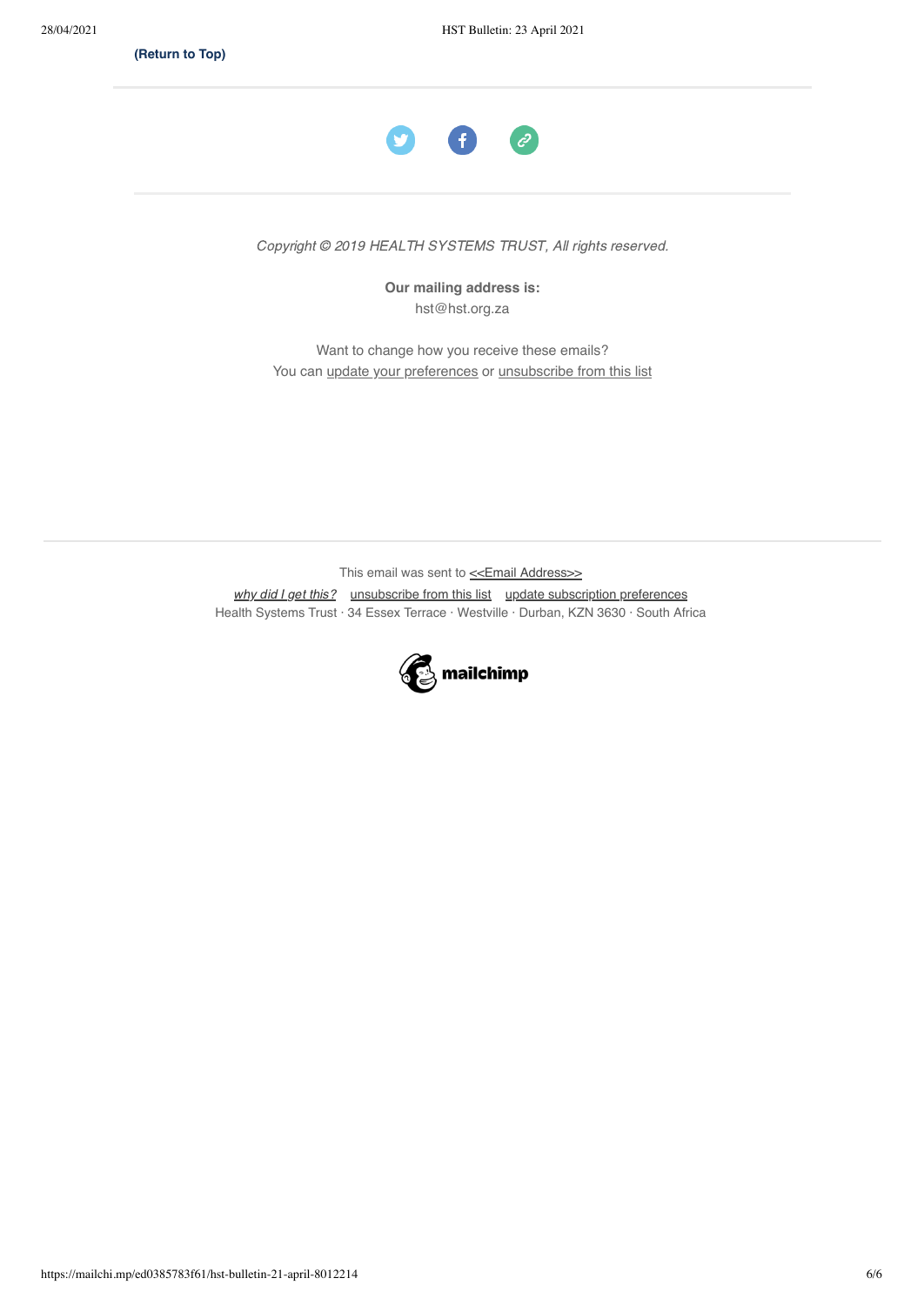**(Return to Top)**

*Copyright © 2019 HEALTH SYSTEMS TRUST, All rights reserved.*

**Our mailing address is:**
hst@hst.org.za

Want to change how you receive these emails?
You can update your preferences or unsubscribe from this list

This email was sent to <<Email Address>>

*why did I get this?* unsubscribe from this list update subscription preferences

Health Systems Trust · 34 Essex Terrace · Westville · Durban, KZN 3630 · South Africa